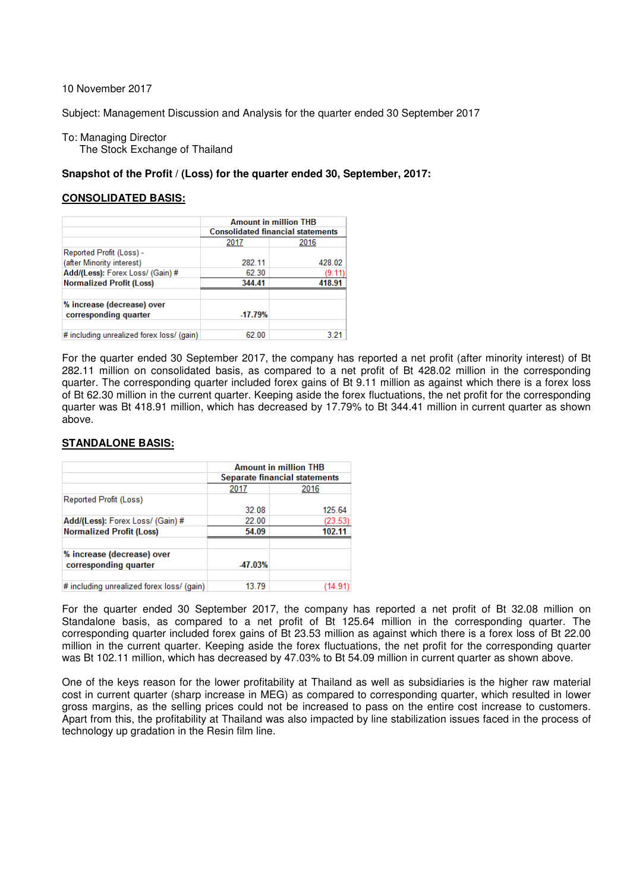10 November 2017

Subject: Management Discussion and Analysis for the quarter ended 30 September 2017

To: Managing Director
The Stock Exchange of Thailand

**Snapshot of the Profit / (Loss) for the quarter ended 30, September, 2017:**

## CONSOLIDATED BASIS:

| | Amount in million THB | |
|---|---|---|
| | Consolidated financial statements | |
| | 2017 | 2016 |
| Reported Profit (Loss) - (after Minority interest) | 282.11 | 428.02 |
| **Add/(Less):** Forex Loss/ (Gain) # | 62.30 | (9.11) |
| **Normalized Profit (Loss)** | **344.41** | **418.91** |
| | | |
| **% increase (decrease) over corresponding quarter** | **-17.79%** | |
| | | |
| # including unrealized forex loss/ (gain) | 62.00 | 3.21 |

For the quarter ended 30 September 2017, the company has reported a net profit (after minority interest) of Bt 282.11 million on consolidated basis, as compared to a net profit of Bt 428.02 million in the corresponding quarter. The corresponding quarter included forex gains of Bt 9.11 million as against which there is a forex loss of Bt 62.30 million in the current quarter. Keeping aside the forex fluctuations, the net profit for the corresponding quarter was Bt 418.91 million, which has decreased by 17.79% to Bt 344.41 million in current quarter as shown above.

## STANDALONE BASIS:

| | Amount in million THB | |
|---|---|---|
| | Separate financial statements | |
| | 2017 | 2016 |
| Reported Profit (Loss) | 32.08 | 125.64 |
| **Add/(Less):** Forex Loss/ (Gain) # | 22.00 | (23.53) |
| **Normalized Profit (Loss)** | **54.09** | **102.11** |
| | | |
| **% increase (decrease) over corresponding quarter** | **-47.03%** | |
| | | |
| # including unrealized forex loss/ (gain) | 13.79 | (14.91) |

For the quarter ended 30 September 2017, the company has reported a net profit of Bt 32.08 million on Standalone basis, as compared to a net profit of Bt 125.64 million in the corresponding quarter. The corresponding quarter included forex gains of Bt 23.53 million as against which there is a forex loss of Bt 22.00 million in the current quarter. Keeping aside the forex fluctuations, the net profit for the corresponding quarter was Bt 102.11 million, which has decreased by 47.03% to Bt 54.09 million in current quarter as shown above.

One of the keys reason for the lower profitability at Thailand as well as subsidiaries is the higher raw material cost in current quarter (sharp increase in MEG) as compared to corresponding quarter, which resulted in lower gross margins, as the selling prices could not be increased to pass on the entire cost increase to customers. Apart from this, the profitability at Thailand was also impacted by line stabilization issues faced in the process of technology up gradation in the Resin film line.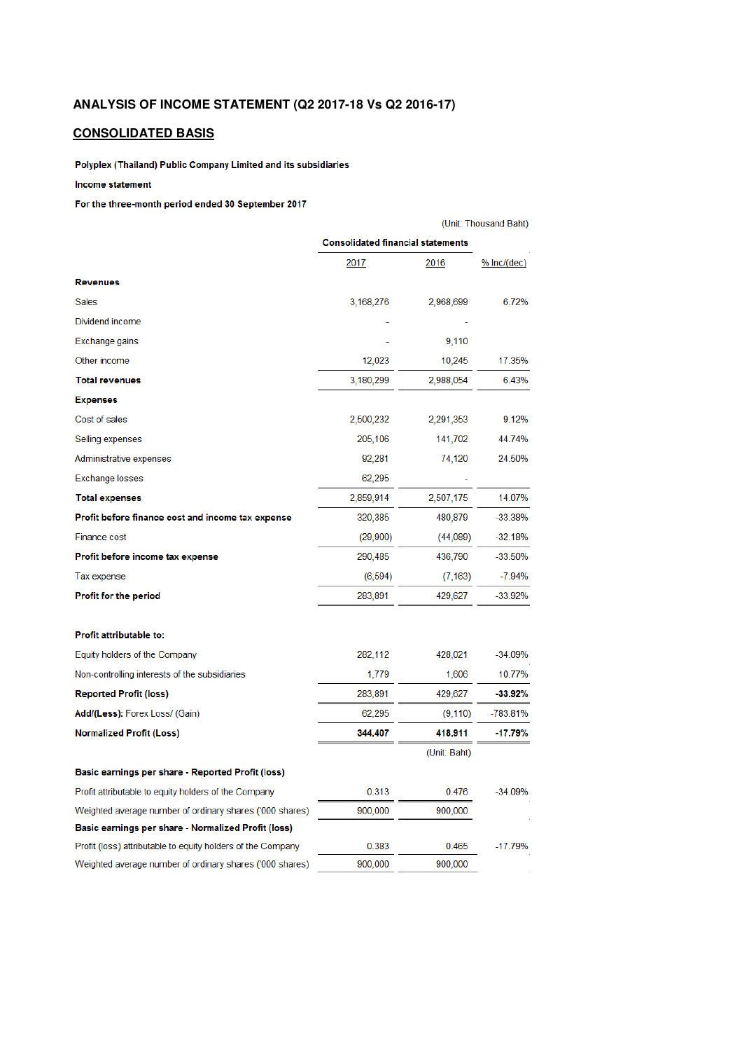# ANALYSIS OF INCOME STATEMENT (Q2 2017-18 Vs Q2 2016-17)

## CONSOLIDATED BASIS

**Polyplex (Thailand) Public Company Limited and its subsidiaries**

**Income statement**

**For the three-month period ended 30 September 2017**

(Unit: Thousand Baht)

| | Consolidated financial statements | | |
|---|---|---|---|
| | 2017 | 2016 | % Inc/(dec) |
| **Revenues** | | | |
| Sales | 3,168,276 | 2,968,699 | 6.72% |
| Dividend income | - | - | |
| Exchange gains | - | 9,110 | |
| Other income | 12,023 | 10,245 | 17.35% |
| **Total revenues** | 3,180,299 | 2,988,054 | 6.43% |
| **Expenses** | | | |
| Cost of sales | 2,500,232 | 2,291,353 | 9.12% |
| Selling expenses | 205,106 | 141,702 | 44.74% |
| Administrative expenses | 92,281 | 74,120 | 24.50% |
| Exchange losses | 62,295 | - | |
| **Total expenses** | 2,859,914 | 2,507,175 | 14.07% |
| **Profit before finance cost and income tax expense** | 320,385 | 480,879 | -33.38% |
| Finance cost | (29,900) | (44,089) | -32.18% |
| **Profit before income tax expense** | 290,485 | 436,790 | -33.50% |
| Tax expense | (6,594) | (7,163) | -7.94% |
| **Profit for the period** | 283,891 | 429,627 | -33.92% |
| | | | |
| **Profit attributable to:** | | | |
| Equity holders of the Company | 282,112 | 428,021 | -34.09% |
| Non-controlling interests of the subsidiaries | 1,779 | 1,606 | 10.77% |
| **Reported Profit (loss)** | 283,891 | 429,627 | **-33.92%** |
| **Add/(Less):** Forex Loss/ (Gain) | 62,295 | (9,110) | -783.81% |
| **Normalized Profit (Loss)** | **344,407** | **418,911** | **-17.79%** |
| | | (Unit: Baht) | |
| **Basic earnings per share - Reported Profit (loss)** | | | |
| Profit attributable to equity holders of the Company | 0.313 | 0.476 | -34.09% |
| Weighted average number of ordinary shares ('000 shares) | 900,000 | 900,000 | |
| **Basic earnings per share - Normalized Profit (loss)** | | | |
| Profit (loss) attributable to equity holders of the Company | 0.383 | 0.465 | -17.79% |
| Weighted average number of ordinary shares ('000 shares) | 900,000 | 900,000 | |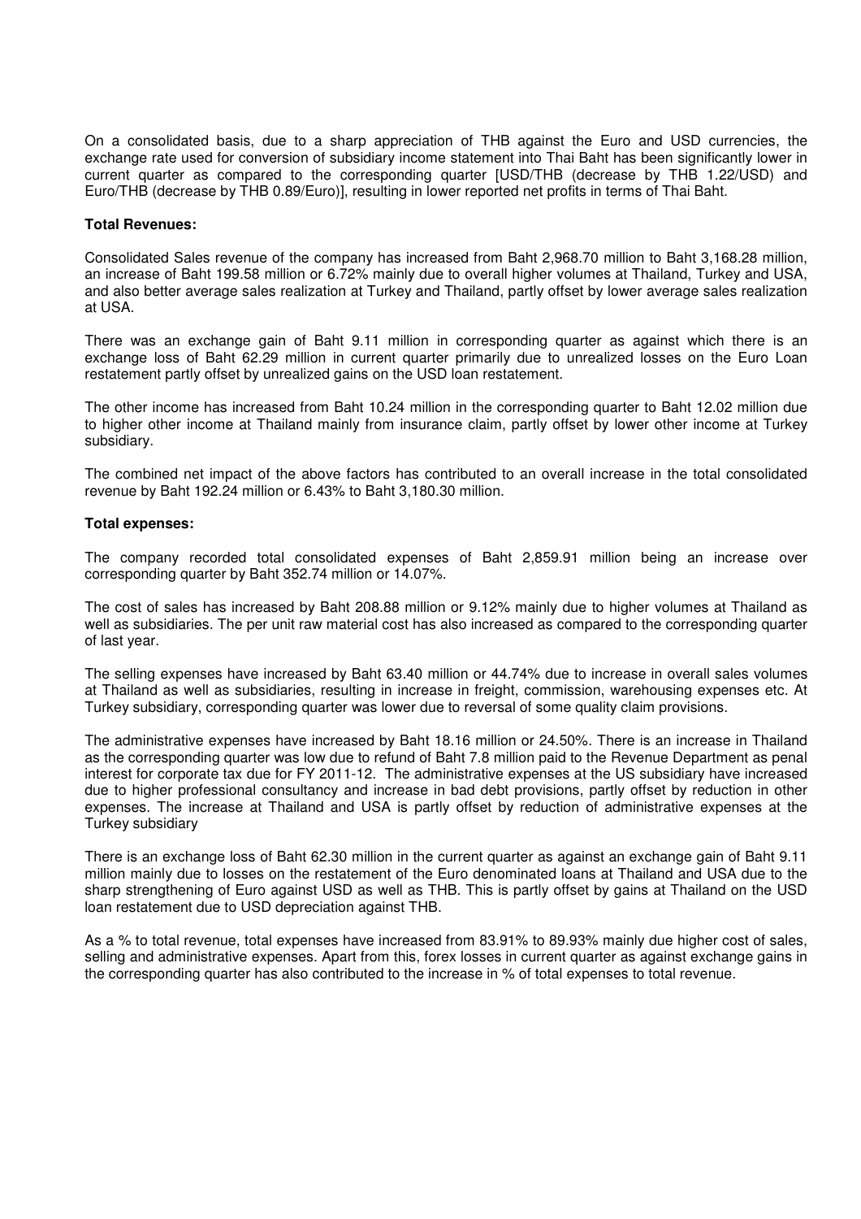On a consolidated basis, due to a sharp appreciation of THB against the Euro and USD currencies, the exchange rate used for conversion of subsidiary income statement into Thai Baht has been significantly lower in current quarter as compared to the corresponding quarter [USD/THB (decrease by THB 1.22/USD) and Euro/THB (decrease by THB 0.89/Euro)], resulting in lower reported net profits in terms of Thai Baht.

**Total Revenues:**

Consolidated Sales revenue of the company has increased from Baht 2,968.70 million to Baht 3,168.28 million, an increase of Baht 199.58 million or 6.72% mainly due to overall higher volumes at Thailand, Turkey and USA, and also better average sales realization at Turkey and Thailand, partly offset by lower average sales realization at USA.

There was an exchange gain of Baht 9.11 million in corresponding quarter as against which there is an exchange loss of Baht 62.29 million in current quarter primarily due to unrealized losses on the Euro Loan restatement partly offset by unrealized gains on the USD loan restatement.

The other income has increased from Baht 10.24 million in the corresponding quarter to Baht 12.02 million due to higher other income at Thailand mainly from insurance claim, partly offset by lower other income at Turkey subsidiary.

The combined net impact of the above factors has contributed to an overall increase in the total consolidated revenue by Baht 192.24 million or 6.43% to Baht 3,180.30 million.

**Total expenses:**

The company recorded total consolidated expenses of Baht 2,859.91 million being an increase over corresponding quarter by Baht 352.74 million or 14.07%.

The cost of sales has increased by Baht 208.88 million or 9.12% mainly due to higher volumes at Thailand as well as subsidiaries. The per unit raw material cost has also increased as compared to the corresponding quarter of last year.

The selling expenses have increased by Baht 63.40 million or 44.74% due to increase in overall sales volumes at Thailand as well as subsidiaries, resulting in increase in freight, commission, warehousing expenses etc. At Turkey subsidiary, corresponding quarter was lower due to reversal of some quality claim provisions.

The administrative expenses have increased by Baht 18.16 million or 24.50%. There is an increase in Thailand as the corresponding quarter was low due to refund of Baht 7.8 million paid to the Revenue Department as penal interest for corporate tax due for FY 2011-12. The administrative expenses at the US subsidiary have increased due to higher professional consultancy and increase in bad debt provisions, partly offset by reduction in other expenses. The increase at Thailand and USA is partly offset by reduction of administrative expenses at the Turkey subsidiary

There is an exchange loss of Baht 62.30 million in the current quarter as against an exchange gain of Baht 9.11 million mainly due to losses on the restatement of the Euro denominated loans at Thailand and USA due to the sharp strengthening of Euro against USD as well as THB. This is partly offset by gains at Thailand on the USD loan restatement due to USD depreciation against THB.

As a % to total revenue, total expenses have increased from 83.91% to 89.93% mainly due higher cost of sales, selling and administrative expenses. Apart from this, forex losses in current quarter as against exchange gains in the corresponding quarter has also contributed to the increase in % of total expenses to total revenue.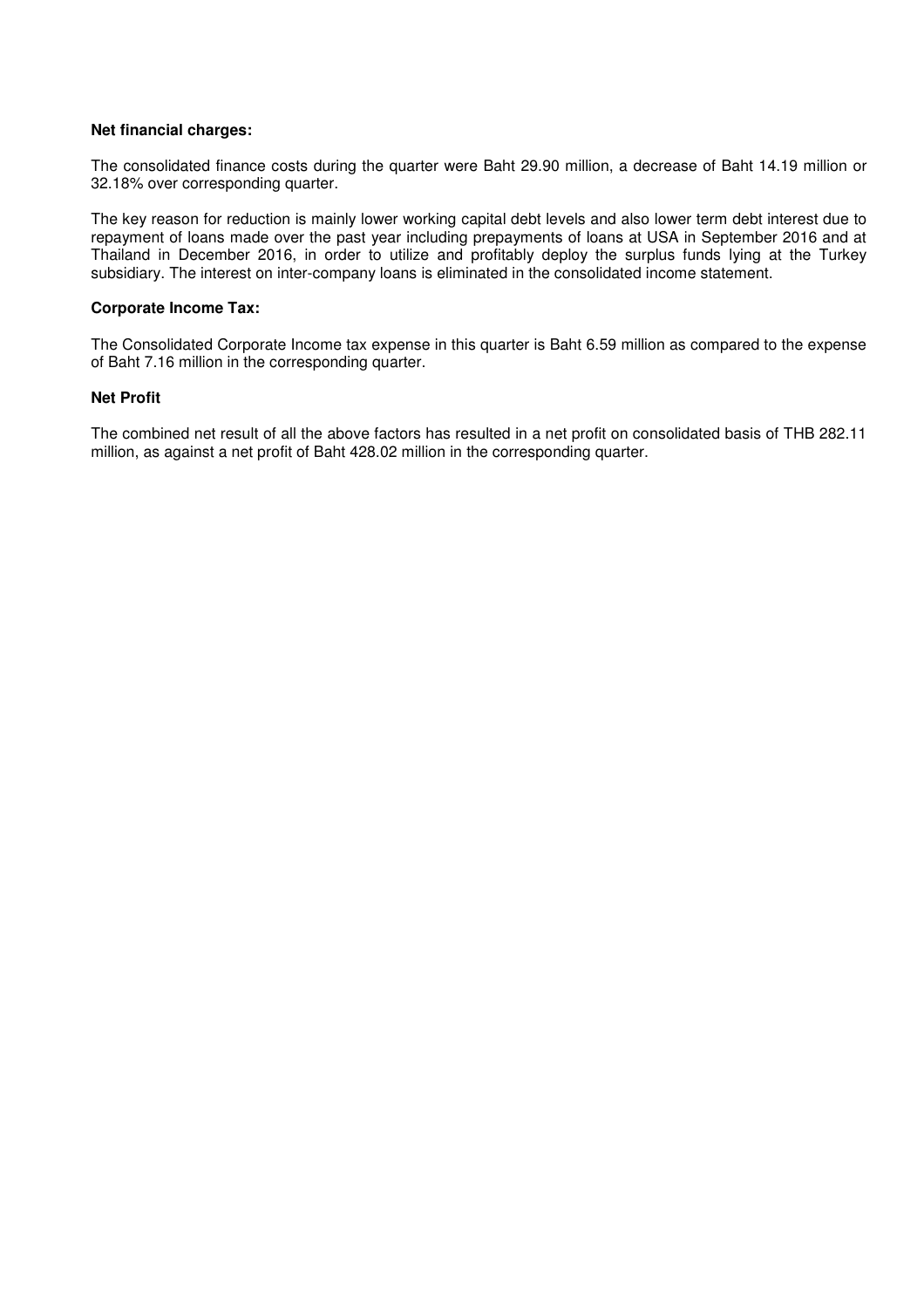**Net financial charges:**

The consolidated finance costs during the quarter were Baht 29.90 million, a decrease of Baht 14.19 million or 32.18% over corresponding quarter.

The key reason for reduction is mainly lower working capital debt levels and also lower term debt interest due to repayment of loans made over the past year including prepayments of loans at USA in September 2016 and at Thailand in December 2016, in order to utilize and profitably deploy the surplus funds lying at the Turkey subsidiary. The interest on inter-company loans is eliminated in the consolidated income statement.

**Corporate Income Tax:**

The Consolidated Corporate Income tax expense in this quarter is Baht 6.59 million as compared to the expense of Baht 7.16 million in the corresponding quarter.

**Net Profit**

The combined net result of all the above factors has resulted in a net profit on consolidated basis of THB 282.11 million, as against a net profit of Baht 428.02 million in the corresponding quarter.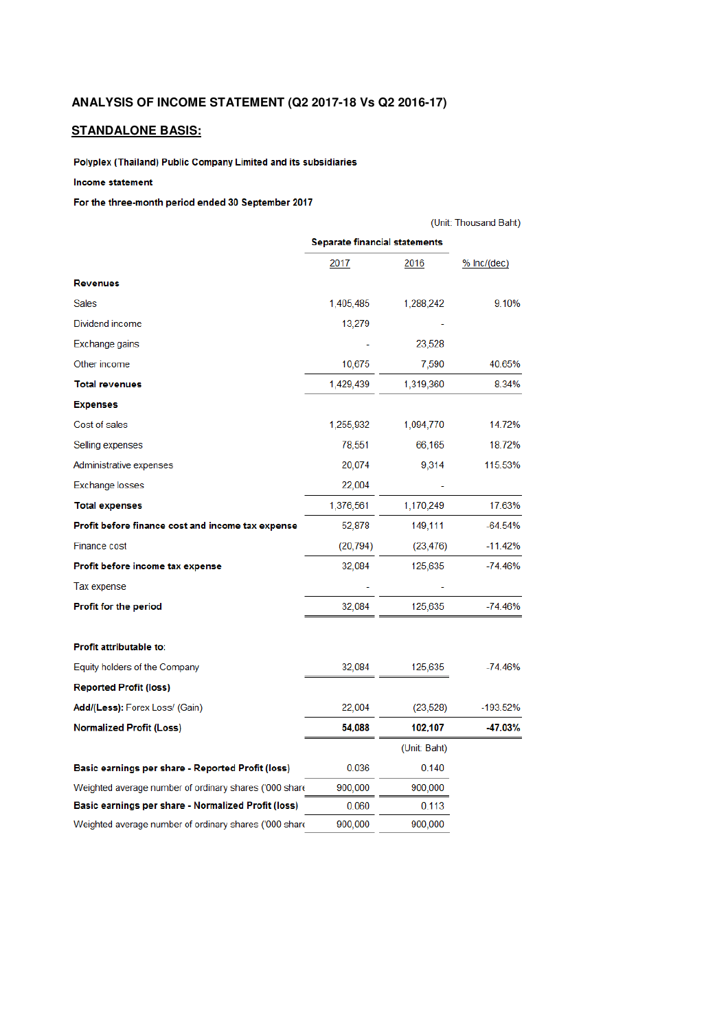## ANALYSIS OF INCOME STATEMENT (Q2 2017-18 Vs Q2 2016-17)

### STANDALONE BASIS:

**Polyplex (Thailand) Public Company Limited and its subsidiaries**

**Income statement**

**For the three-month period ended 30 September 2017**

(Unit: Thousand Baht)

| | Separate financial statements | | |
|---|---|---|---|
| | 2017 | 2016 | % Inc/(dec) |
| **Revenues** | | | |
| Sales | 1,405,485 | 1,288,242 | 9.10% |
| Dividend income | 13,279 | - | |
| Exchange gains | - | 23,528 | |
| Other income | 10,675 | 7,590 | 40.65% |
| **Total revenues** | 1,429,439 | 1,319,360 | 8.34% |
| **Expenses** | | | |
| Cost of sales | 1,255,932 | 1,094,770 | 14.72% |
| Selling expenses | 78,551 | 66,165 | 18.72% |
| Administrative expenses | 20,074 | 9,314 | 115.53% |
| Exchange losses | 22,004 | - | |
| **Total expenses** | 1,376,561 | 1,170,249 | 17.63% |
| **Profit before finance cost and income tax expense** | 52,878 | 149,111 | -64.54% |
| Finance cost | (20,794) | (23,476) | -11.42% |
| **Profit before income tax expense** | 32,084 | 125,635 | -74.46% |
| Tax expense | - | - | |
| **Profit for the period** | 32,084 | 125,635 | -74.46% |
| | | | |
| **Profit attributable to:** | | | |
| Equity holders of the Company | 32,084 | 125,635 | -74.46% |
| **Reported Profit (loss)** | | | |
| **Add/(Less):** Forex Loss/ (Gain) | 22,004 | (23,528) | -193.52% |
| **Normalized Profit (Loss)** | **54,088** | **102,107** | **-47.03%** |
| | | (Unit: Baht) | |
| **Basic earnings per share - Reported Profit (loss)** | 0.036 | 0.140 | |
| Weighted average number of ordinary shares ('000 share | 900,000 | 900,000 | |
| **Basic earnings per share - Normalized Profit (loss)** | 0.060 | 0.113 | |
| Weighted average number of ordinary shares ('000 share | 900,000 | 900,000 | |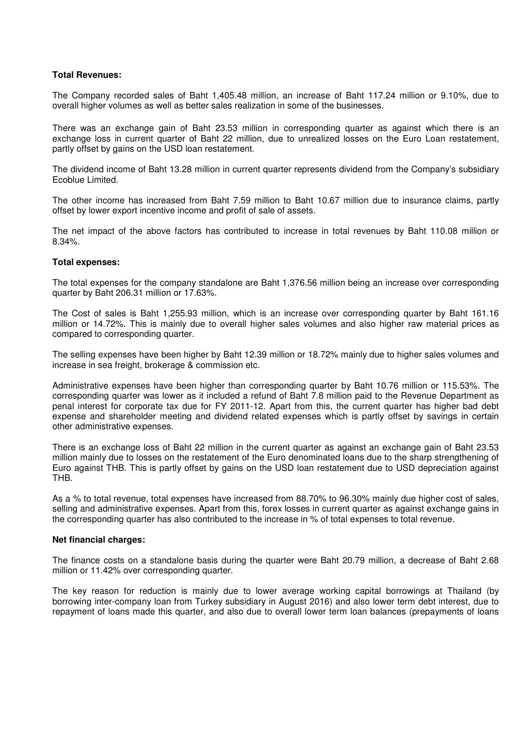**Total Revenues:**

The Company recorded sales of Baht 1,405.48 million, an increase of Baht 117.24 million or 9.10%, due to overall higher volumes as well as better sales realization in some of the businesses.

There was an exchange gain of Baht 23.53 million in corresponding quarter as against which there is an exchange loss in current quarter of Baht 22 million, due to unrealized losses on the Euro Loan restatement, partly offset by gains on the USD loan restatement.

The dividend income of Baht 13.28 million in current quarter represents dividend from the Company's subsidiary Ecoblue Limited.

The other income has increased from Baht 7.59 million to Baht 10.67 million due to insurance claims, partly offset by lower export incentive income and profit of sale of assets.

The net impact of the above factors has contributed to increase in total revenues by Baht 110.08 million or 8.34%.

**Total expenses:**

The total expenses for the company standalone are Baht 1,376.56 million being an increase over corresponding quarter by Baht 206.31 million or 17.63%.

The Cost of sales is Baht 1,255.93 million, which is an increase over corresponding quarter by Baht 161.16 million or 14.72%. This is mainly due to overall higher sales volumes and also higher raw material prices as compared to corresponding quarter.

The selling expenses have been higher by Baht 12.39 million or 18.72% mainly due to higher sales volumes and increase in sea freight, brokerage & commission etc.

Administrative expenses have been higher than corresponding quarter by Baht 10.76 million or 115.53%. The corresponding quarter was lower as it included a refund of Baht 7.8 million paid to the Revenue Department as penal interest for corporate tax due for FY 2011-12. Apart from this, the current quarter has higher bad debt expense and shareholder meeting and dividend related expenses which is partly offset by savings in certain other administrative expenses.

There is an exchange loss of Baht 22 million in the current quarter as against an exchange gain of Baht 23.53 million mainly due to losses on the restatement of the Euro denominated loans due to the sharp strengthening of Euro against THB. This is partly offset by gains on the USD loan restatement due to USD depreciation against THB.

As a % to total revenue, total expenses have increased from 88.70% to 96.30% mainly due higher cost of sales, selling and administrative expenses. Apart from this, forex losses in current quarter as against exchange gains in the corresponding quarter has also contributed to the increase in % of total expenses to total revenue.

**Net financial charges:**

The finance costs on a standalone basis during the quarter were Baht 20.79 million, a decrease of Baht 2.68 million or 11.42% over corresponding quarter.

The key reason for reduction is mainly due to lower average working capital borrowings at Thailand (by borrowing inter-company loan from Turkey subsidiary in August 2016) and also lower term debt interest, due to repayment of loans made this quarter, and also due to overall lower term loan balances (prepayments of loans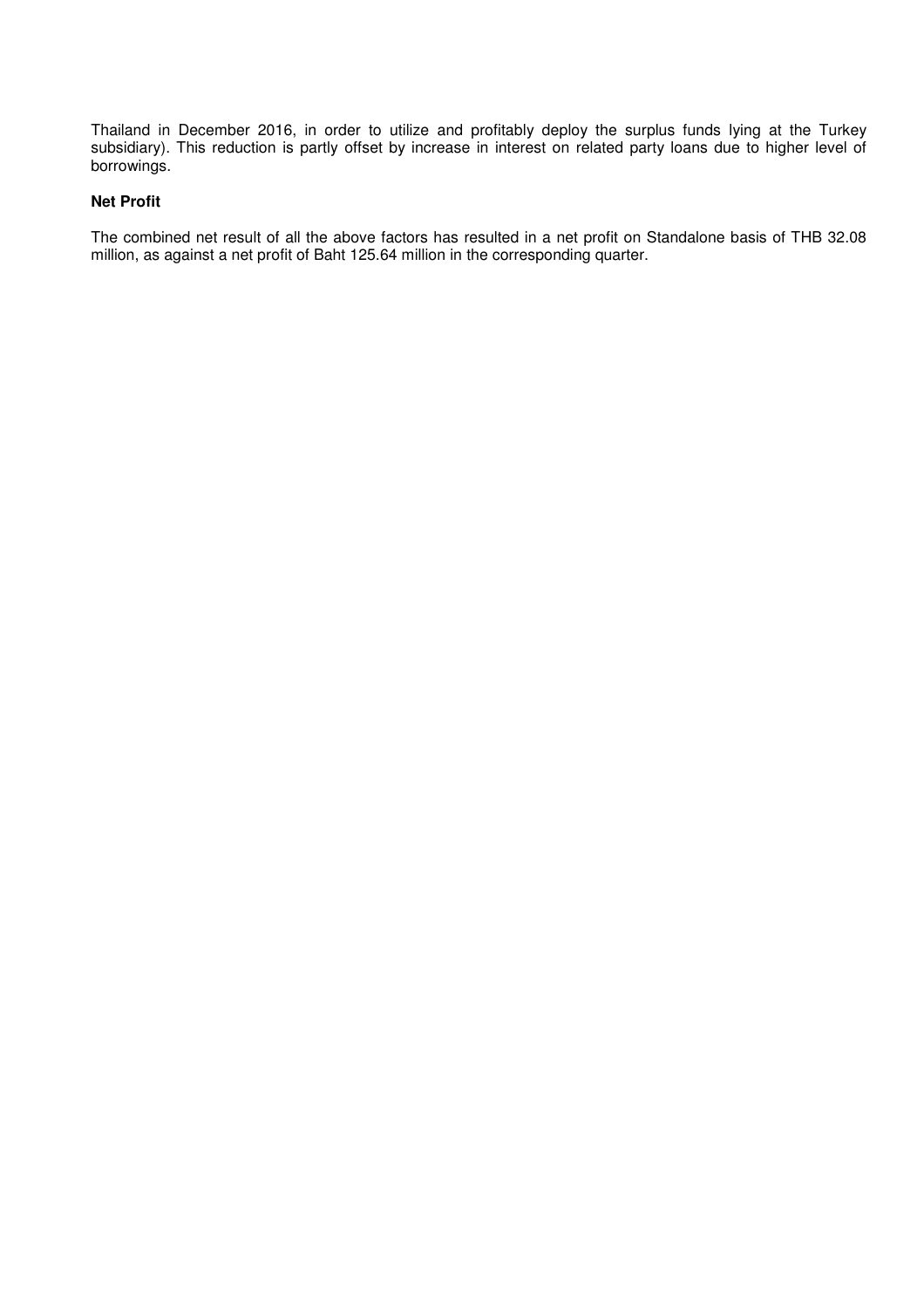Thailand in December 2016, in order to utilize and profitably deploy the surplus funds lying at the Turkey subsidiary). This reduction is partly offset by increase in interest on related party loans due to higher level of borrowings.

**Net Profit**

The combined net result of all the above factors has resulted in a net profit on Standalone basis of THB 32.08 million, as against a net profit of Baht 125.64 million in the corresponding quarter.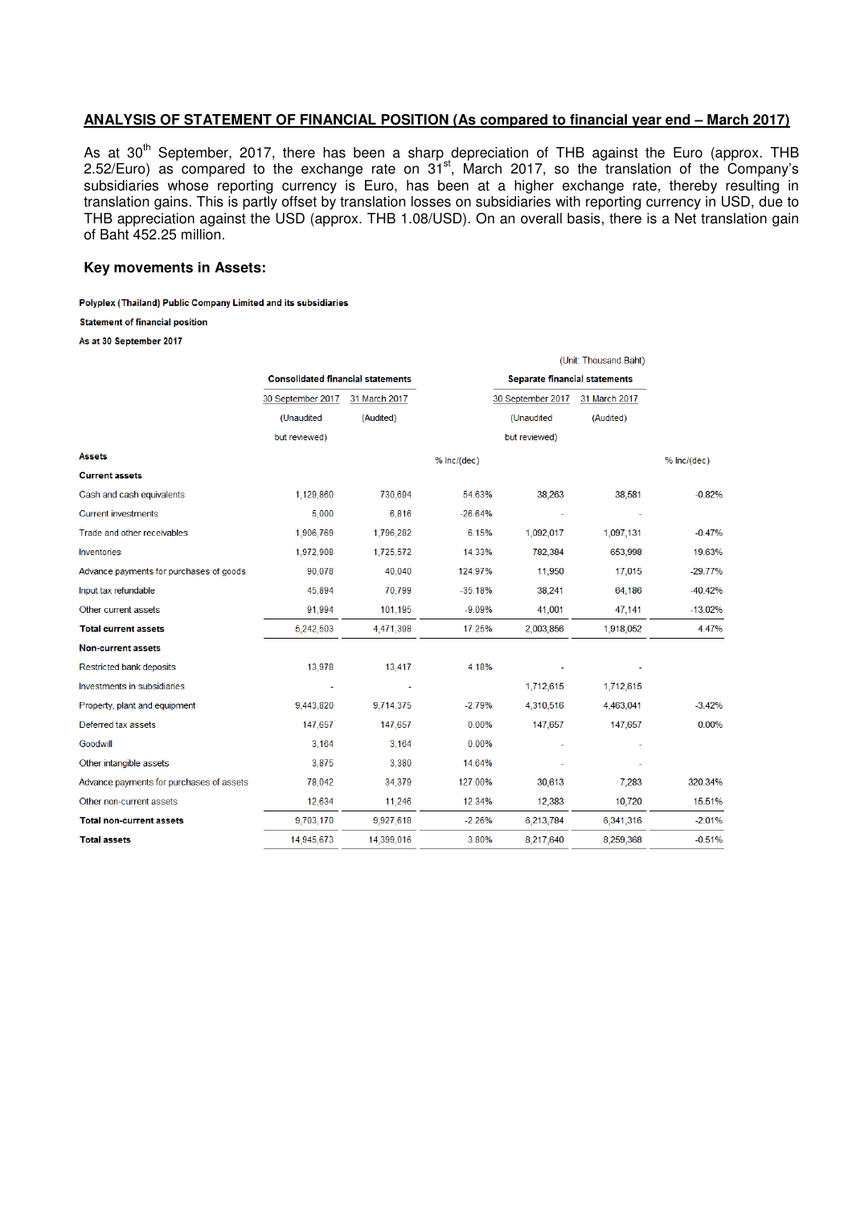## ANALYSIS OF STATEMENT OF FINANCIAL POSITION (As compared to financial year end – March 2017)

As at 30[th] September, 2017, there has been a sharp depreciation of THB against the Euro (approx. THB 2.52/Euro) as compared to the exchange rate on 31[st], March 2017, so the translation of the Company's subsidiaries whose reporting currency is Euro, has been at a higher exchange rate, thereby resulting in translation gains. This is partly offset by translation losses on subsidiaries with reporting currency in USD, due to THB appreciation against the USD (approx. THB 1.08/USD). On an overall basis, there is a Net translation gain of Baht 452.25 million.

### Key movements in Assets:

**Polyplex (Thailand) Public Company Limited and its subsidiaries**

**Statement of financial position**

**As at 30 September 2017**

(Unit: Thousand Baht)

| | Consolidated financial statements | | | Separate financial statements | | |
|---|---|---|---|---|---|---|
| | 30 September 2017 | 31 March 2017 | | 30 September 2017 | 31 March 2017 | |
| | (Unaudited but reviewed) | (Audited) | | (Unaudited but reviewed) | (Audited) | |
| **Assets** | | | % Inc/(dec) | | | % Inc/(dec) |
| **Current assets** | | | | | | |
| Cash and cash equivalents | 1,129,860 | 730,694 | 54.63% | 38,263 | 38,581 | -0.82% |
| Current investments | 5,000 | 6,816 | -26.64% | - | - | |
| Trade and other receivables | 1,906,769 | 1,796,282 | 6.15% | 1,092,017 | 1,097,131 | -0.47% |
| Inventories | 1,972,908 | 1,725,572 | 14.33% | 782,384 | 653,998 | 19.63% |
| Advance payments for purchases of goods | 90,078 | 40,040 | 124.97% | 11,950 | 17,015 | -29.77% |
| Input tax refundable | 45,894 | 70,799 | -35.18% | 38,241 | 64,186 | -40.42% |
| Other current assets | 91,994 | 101,195 | -9.09% | 41,001 | 47,141 | -13.02% |
| **Total current assets** | 5,242,503 | 4,471,398 | 17.25% | 2,003,856 | 1,918,052 | 4.47% |
| **Non-current assets** | | | | | | |
| Restricted bank deposits | 13,978 | 13,417 | 4.18% | - | - | |
| Investments in subsidiaries | - | - | | 1,712,615 | 1,712,615 | |
| Property, plant and equipment | 9,443,820 | 9,714,375 | -2.79% | 4,310,516 | 4,463,041 | -3.42% |
| Deferred tax assets | 147,657 | 147,657 | 0.00% | 147,657 | 147,657 | 0.00% |
| Goodwill | 3,164 | 3,164 | 0.00% | - | - | |
| Other intangible assets | 3,875 | 3,380 | 14.64% | - | - | |
| Advance payments for purchases of assets | 78,042 | 34,379 | 127.00% | 30,613 | 7,283 | 320.34% |
| Other non-current assets | 12,634 | 11,246 | 12.34% | 12,383 | 10,720 | 15.51% |
| **Total non-current assets** | 9,703,170 | 9,927,618 | -2.26% | 6,213,784 | 6,341,316 | -2.01% |
| **Total assets** | 14,945,673 | 14,399,016 | 3.80% | 8,217,640 | 8,259,368 | -0.51% |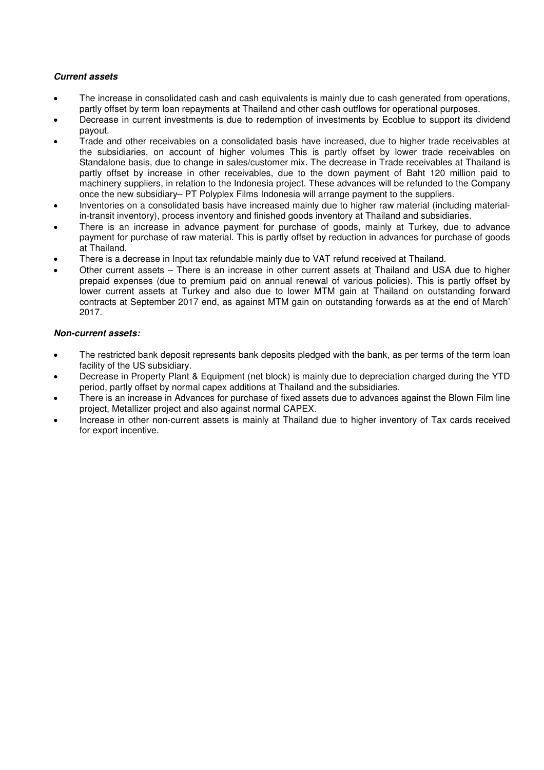***Current assets***

- The increase in consolidated cash and cash equivalents is mainly due to cash generated from operations, partly offset by term loan repayments at Thailand and other cash outflows for operational purposes.
- Decrease in current investments is due to redemption of investments by Ecoblue to support its dividend payout.
- Trade and other receivables on a consolidated basis have increased, due to higher trade receivables at the subsidiaries, on account of higher volumes This is partly offset by lower trade receivables on Standalone basis, due to change in sales/customer mix. The decrease in Trade receivables at Thailand is partly offset by increase in other receivables, due to the down payment of Baht 120 million paid to machinery suppliers, in relation to the Indonesia project. These advances will be refunded to the Company once the new subsidiary– PT Polyplex Films Indonesia will arrange payment to the suppliers.
- Inventories on a consolidated basis have increased mainly due to higher raw material (including material-in-transit inventory), process inventory and finished goods inventory at Thailand and subsidiaries.
- There is an increase in advance payment for purchase of goods, mainly at Turkey, due to advance payment for purchase of raw material. This is partly offset by reduction in advances for purchase of goods at Thailand.
- There is a decrease in Input tax refundable mainly due to VAT refund received at Thailand.
- Other current assets – There is an increase in other current assets at Thailand and USA due to higher prepaid expenses (due to premium paid on annual renewal of various policies). This is partly offset by lower current assets at Turkey and also due to lower MTM gain at Thailand on outstanding forward contracts at September 2017 end, as against MTM gain on outstanding forwards as at the end of March' 2017.

***Non-current assets:***

- The restricted bank deposit represents bank deposits pledged with the bank, as per terms of the term loan facility of the US subsidiary.
- Decrease in Property Plant & Equipment (net block) is mainly due to depreciation charged during the YTD period, partly offset by normal capex additions at Thailand and the subsidiaries.
- There is an increase in Advances for purchase of fixed assets due to advances against the Blown Film line project, Metallizer project and also against normal CAPEX.
- Increase in other non-current assets is mainly at Thailand due to higher inventory of Tax cards received for export incentive.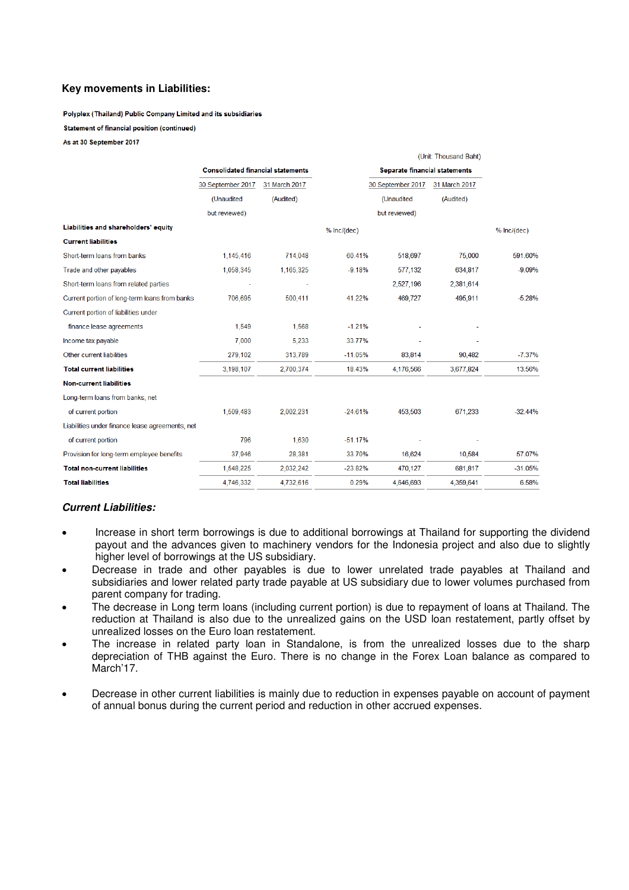### Key movements in Liabilities:

**Polyplex (Thailand) Public Company Limited and its subsidiaries**

**Statement of financial position (continued)**

**As at 30 September 2017**

(Unit: Thousand Baht)

| | Consolidated financial statements | | | Separate financial statements | | |
|---|---|---|---|---|---|---|
| | 30 September 2017 | 31 March 2017 | | 30 September 2017 | 31 March 2017 | |
| | (Unaudited but reviewed) | (Audited) | | (Unaudited but reviewed) | (Audited) | |
| **Liabilities and shareholders' equity** | | | % Inc/(dec) | | | % Inc/(dec) |
| **Current liabilities** | | | | | | |
| Short-term loans from banks | 1,145,416 | 714,048 | 60.41% | 518,697 | 75,000 | 591.60% |
| Trade and other payables | 1,058,345 | 1,165,325 | -9.18% | 577,132 | 634,817 | -9.09% |
| Short-term loans from related parties | - | - | | 2,527,196 | 2,381,614 | |
| Current portion of long-term loans from banks | 706,695 | 500,411 | 41.22% | 469,727 | 495,911 | -5.28% |
| Current portion of liabilities under finance lease agreements | 1,549 | 1,568 | -1.21% | - | - | |
| Income tax payable | 7,000 | 5,233 | 33.77% | - | - | |
| Other current liabilities | 279,102 | 313,789 | -11.05% | 83,814 | 90,482 | -7.37% |
| **Total current liabilities** | 3,198,107 | 2,700,374 | 18.43% | 4,176,566 | 3,677,824 | 13.56% |
| **Non-current liabilities** | | | | | | |
| Long-term loans from banks, net of current portion | 1,509,483 | 2,002,231 | -24.61% | 453,503 | 671,233 | -32.44% |
| Liabilities under finance lease agreements, net of current portion | 796 | 1,630 | -51.17% | - | - | |
| Provision for long-term employee benefits | 37,946 | 28,381 | 33.70% | 16,624 | 10,584 | 57.07% |
| **Total non-current liabilities** | 1,548,225 | 2,032,242 | -23.82% | 470,127 | 681,817 | -31.05% |
| **Total liabilities** | 4,746,332 | 4,732,616 | 0.29% | 4,646,693 | 4,359,641 | 6.58% |

### *Current Liabilities:*

- Increase in short term borrowings is due to additional borrowings at Thailand for supporting the dividend payout and the advances given to machinery vendors for the Indonesia project and also due to slightly higher level of borrowings at the US subsidiary.
- Decrease in trade and other payables is due to lower unrelated trade payables at Thailand and subsidiaries and lower related party trade payable at US subsidiary due to lower volumes purchased from parent company for trading.
- The decrease in Long term loans (including current portion) is due to repayment of loans at Thailand. The reduction at Thailand is also due to the unrealized gains on the USD loan restatement, partly offset by unrealized losses on the Euro loan restatement.
- The increase in related party loan in Standalone, is from the unrealized losses due to the sharp depreciation of THB against the Euro. There is no change in the Forex Loan balance as compared to March'17.
- Decrease in other current liabilities is mainly due to reduction in expenses payable on account of payment of annual bonus during the current period and reduction in other accrued expenses.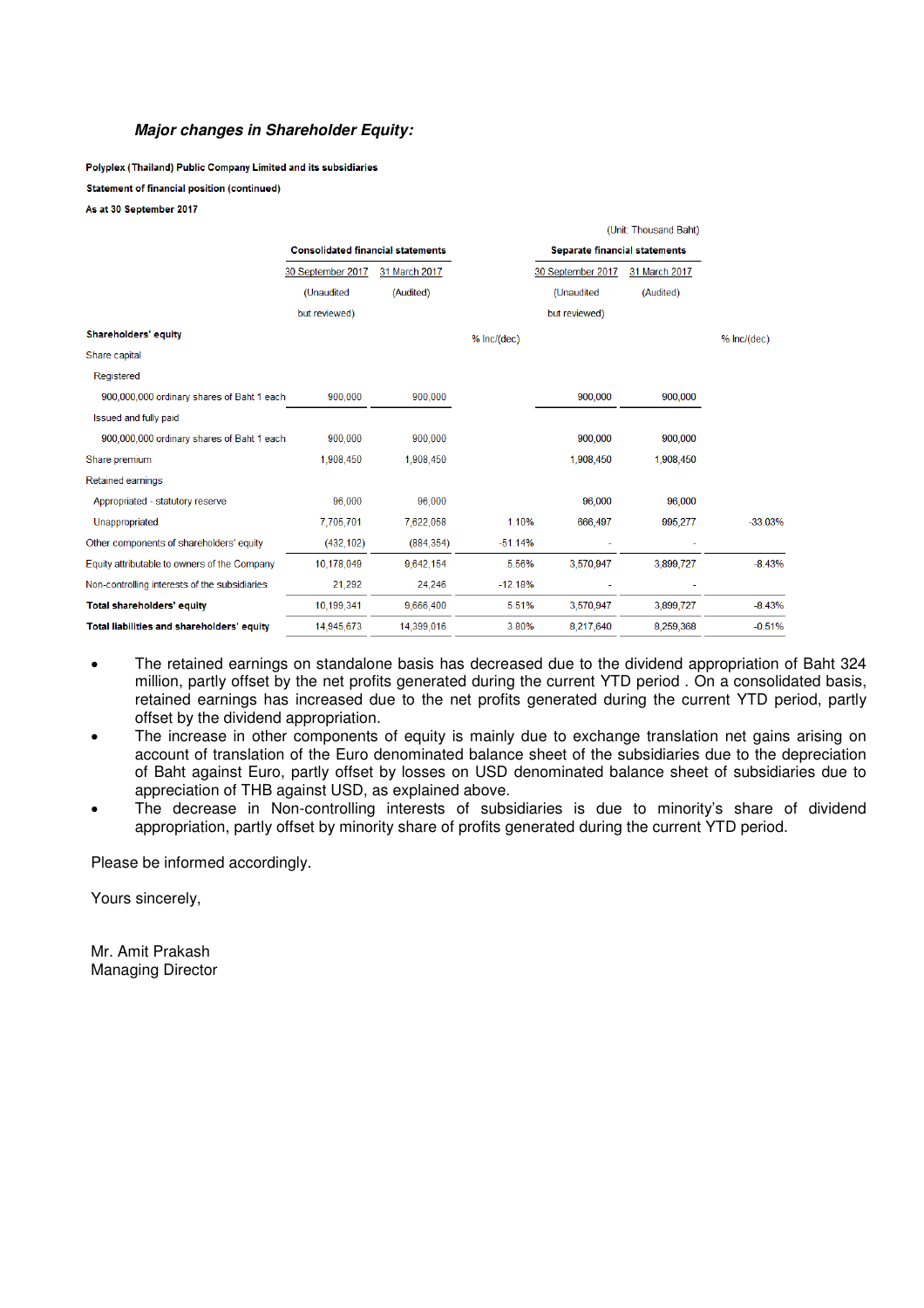***Major changes in Shareholder Equity:***

**Polyplex (Thailand) Public Company Limited and its subsidiaries**

**Statement of financial position (continued)**

**As at 30 September 2017**

(Unit: Thousand Baht)

| | Consolidated financial statements | | | Separate financial statements | | |
|---|---|---|---|---|---|---|
| | 30 September 2017 | 31 March 2017 | | 30 September 2017 | 31 March 2017 | |
| | (Unaudited but reviewed) | (Audited) | | (Unaudited but reviewed) | (Audited) | |
| **Shareholders' equity** | | | % Inc/(dec) | | | % Inc/(dec) |
| Share capital | | | | | | |
| Registered | | | | | | |
| 900,000,000 ordinary shares of Baht 1 each | 900,000 | 900,000 | | 900,000 | 900,000 | |
| Issued and fully paid | | | | | | |
| 900,000,000 ordinary shares of Baht 1 each | 900,000 | 900,000 | | 900,000 | 900,000 | |
| Share premium | 1,908,450 | 1,908,450 | | 1,908,450 | 1,908,450 | |
| Retained earnings | | | | | | |
| Appropriated - statutory reserve | 96,000 | 96,000 | | 96,000 | 96,000 | |
| Unappropriated | 7,705,701 | 7,622,058 | 1.10% | 666,497 | 995,277 | -33.03% |
| Other components of shareholders' equity | (432,102) | (884,354) | -51.14% | - | - | |
| Equity attributable to owners of the Company | 10,178,049 | 9,642,154 | 5.56% | 3,570,947 | 3,899,727 | -8.43% |
| Non-controlling interests of the subsidiaries | 21,292 | 24,246 | -12.18% | - | - | |
| **Total shareholders' equity** | 10,199,341 | 9,666,400 | 5.51% | 3,570,947 | 3,899,727 | -8.43% |
| **Total liabilities and shareholders' equity** | 14,945,673 | 14,399,016 | 3.80% | 8,217,640 | 8,259,368 | -0.51% |

- The retained earnings on standalone basis has decreased due to the dividend appropriation of Baht 324 million, partly offset by the net profits generated during the current YTD period . On a consolidated basis, retained earnings has increased due to the net profits generated during the current YTD period, partly offset by the dividend appropriation.
- The increase in other components of equity is mainly due to exchange translation net gains arising on account of translation of the Euro denominated balance sheet of the subsidiaries due to the depreciation of Baht against Euro, partly offset by losses on USD denominated balance sheet of subsidiaries due to appreciation of THB against USD, as explained above.
- The decrease in Non-controlling interests of subsidiaries is due to minority's share of dividend appropriation, partly offset by minority share of profits generated during the current YTD period.

Please be informed accordingly.

Yours sincerely,

Mr. Amit Prakash
Managing Director